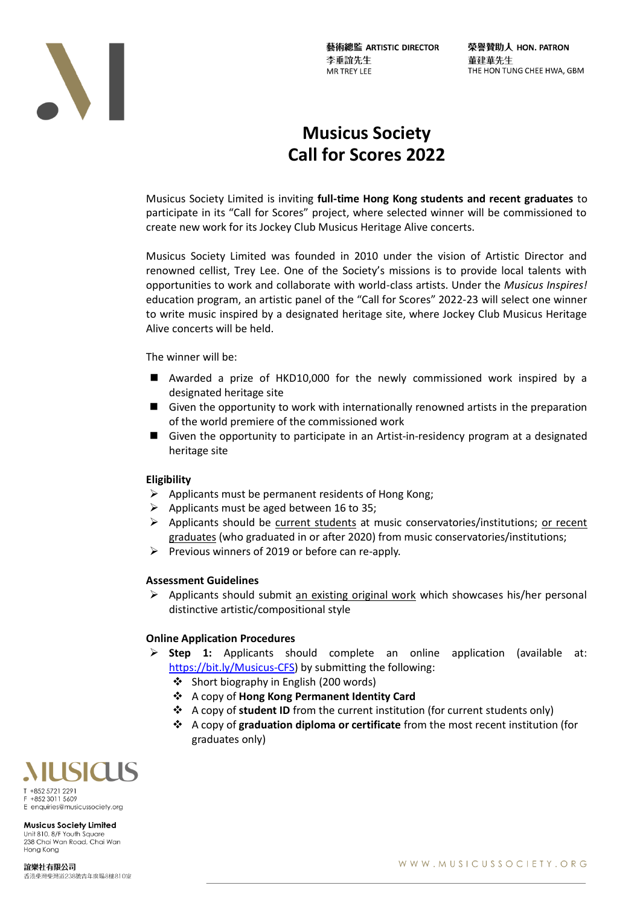藝術總監 ARTISTIC DIRECTOR
李垂誼先生
MR TREY LEE

榮譽贊助人 HON. PATRON
董建華先生
THE HON TUNG CHEE HWA, GBM

# Musicus Society
# Call for Scores 2022

Musicus Society Limited is inviting **full-time Hong Kong students and recent graduates** to participate in its "Call for Scores" project, where selected winner will be commissioned to create new work for its Jockey Club Musicus Heritage Alive concerts.

Musicus Society Limited was founded in 2010 under the vision of Artistic Director and renowned cellist, Trey Lee. One of the Society's missions is to provide local talents with opportunities to work and collaborate with world-class artists. Under the *Musicus Inspires!* education program, an artistic panel of the "Call for Scores" 2022-23 will select one winner to write music inspired by a designated heritage site, where Jockey Club Musicus Heritage Alive concerts will be held.

The winner will be:

- Awarded a prize of HKD10,000 for the newly commissioned work inspired by a designated heritage site
- Given the opportunity to work with internationally renowned artists in the preparation of the world premiere of the commissioned work
- Given the opportunity to participate in an Artist-in-residency program at a designated heritage site

### Eligibility

- Applicants must be permanent residents of Hong Kong;
- Applicants must be aged between 16 to 35;
- Applicants should be current students at music conservatories/institutions; or recent graduates (who graduated in or after 2020) from music conservatories/institutions;
- Previous winners of 2019 or before can re-apply.

### Assessment Guidelines

- Applicants should submit an existing original work which showcases his/her personal distinctive artistic/compositional style

### Online Application Procedures

- **Step 1:** Applicants should complete an online application (available at: https://bit.ly/Musicus-CFS) by submitting the following:
  - Short biography in English (200 words)
  - A copy of **Hong Kong Permanent Identity Card**
  - A copy of **student ID** from the current institution (for current students only)
  - A copy of **graduation diploma or certificate** from the most recent institution (for graduates only)

MUSICUS
T +852 5721 2291
F +852 3011 5609
E enquiries@musicussociety.org

**Musicus Society Limited**
Unit 810, 8/F Youth Square
238 Chai Wan Road, Chai Wan
Hong Kong

**誼樂社有限公司**
香港柴灣柴灣道238號青年廣場8樓810室

WWW.MUSICUSSOCIETY.ORG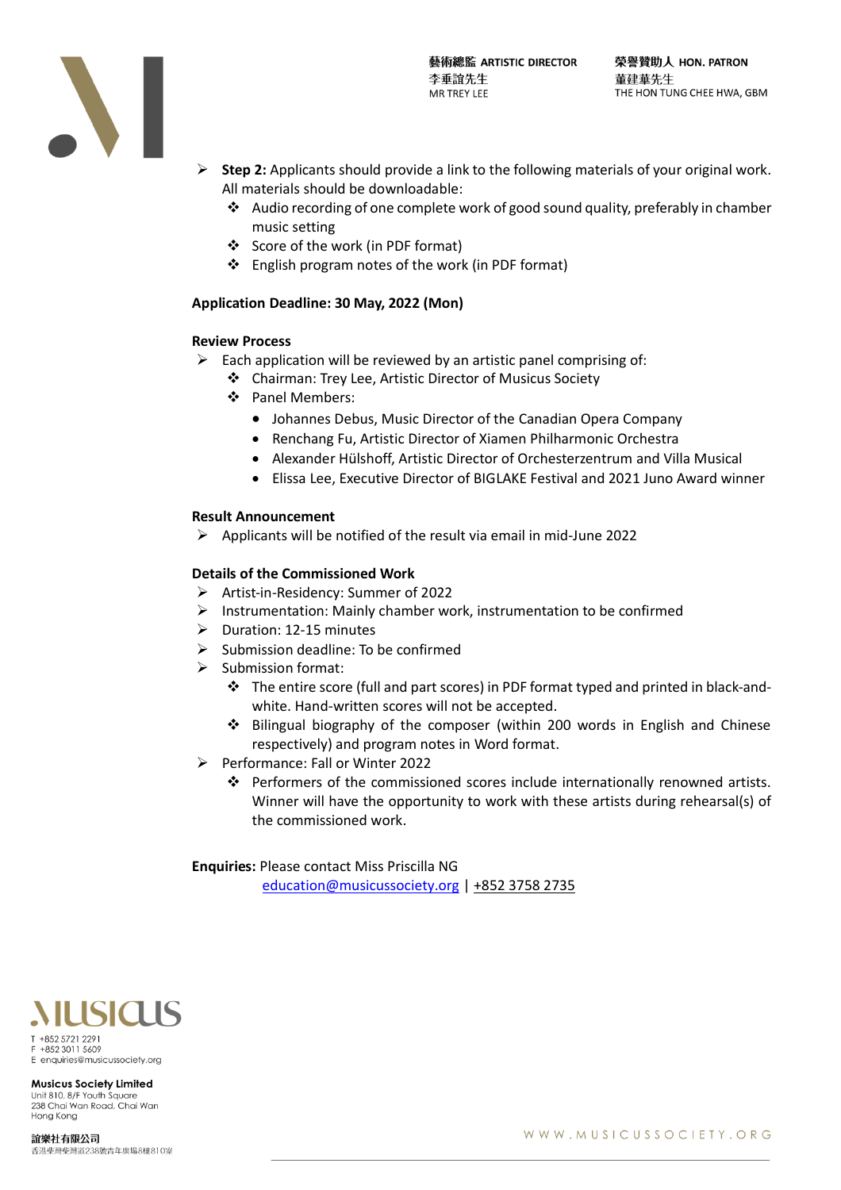- **Step 2:** Applicants should provide a link to the following materials of your original work. All materials should be downloadable:
  - Audio recording of one complete work of good sound quality, preferably in chamber music setting
  - Score of the work (in PDF format)
  - English program notes of the work (in PDF format)

**Application Deadline: 30 May, 2022 (Mon)**

**Review Process**

- Each application will be reviewed by an artistic panel comprising of:
  - Chairman: Trey Lee, Artistic Director of Musicus Society
  - Panel Members:
    - Johannes Debus, Music Director of the Canadian Opera Company
    - Renchang Fu, Artistic Director of Xiamen Philharmonic Orchestra
    - Alexander Hülshoff, Artistic Director of Orchesterzentrum and Villa Musical
    - Elissa Lee, Executive Director of BIGLAKE Festival and 2021 Juno Award winner

**Result Announcement**

- Applicants will be notified of the result via email in mid-June 2022

**Details of the Commissioned Work**

- Artist-in-Residency: Summer of 2022
- Instrumentation: Mainly chamber work, instrumentation to be confirmed
- Duration: 12-15 minutes
- Submission deadline: To be confirmed
- Submission format:
  - The entire score (full and part scores) in PDF format typed and printed in black-and-white. Hand-written scores will not be accepted.
  - Bilingual biography of the composer (within 200 words in English and Chinese respectively) and program notes in Word format.
- Performance: Fall or Winter 2022
  - Performers of the commissioned scores include internationally renowned artists. Winner will have the opportunity to work with these artists during rehearsal(s) of the commissioned work.

**Enquiries:** Please contact Miss Priscilla NG
education@musicussociety.org | +852 3758 2735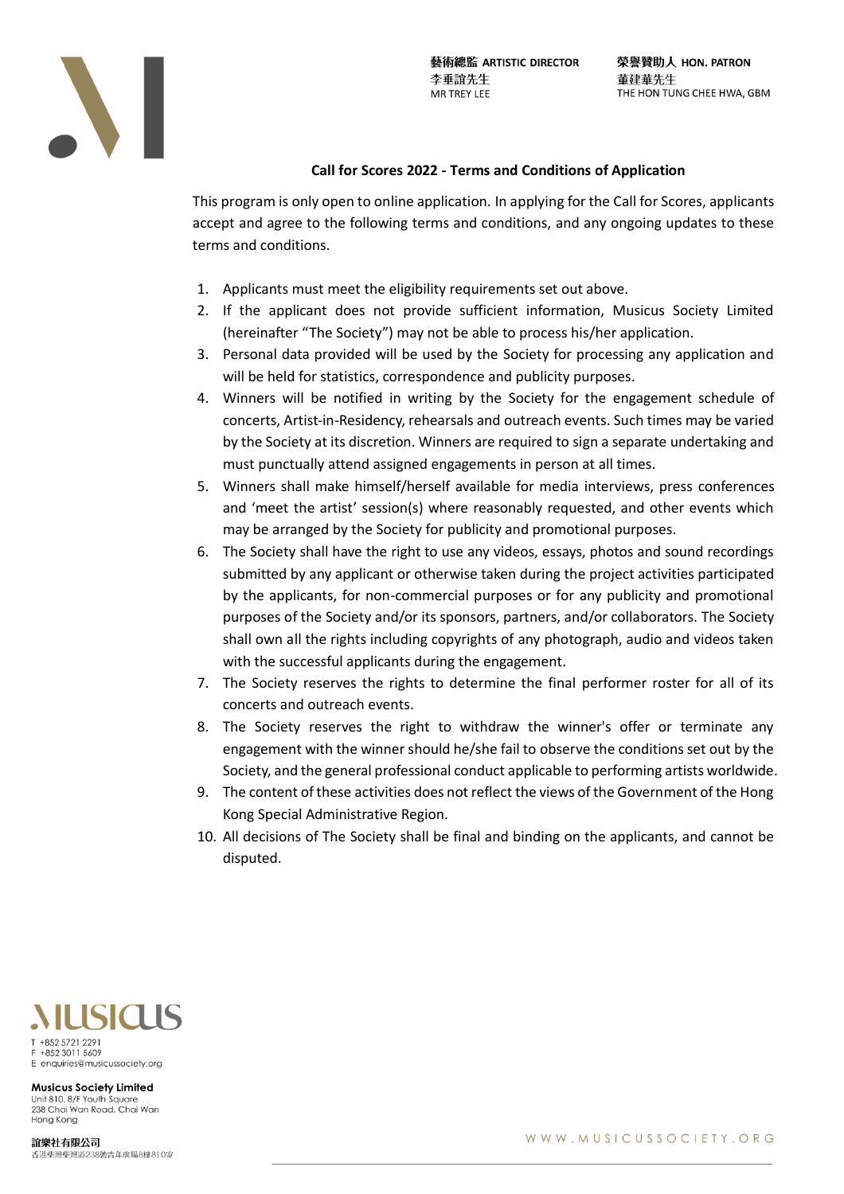藝術總監 ARTISTIC DIRECTOR
李垂誼先生
MR TREY LEE

榮譽贊助人 HON. PATRON
董建華先生
THE HON TUNG CHEE HWA, GBM

**Call for Scores 2022 - Terms and Conditions of Application**

This program is only open to online application. In applying for the Call for Scores, applicants accept and agree to the following terms and conditions, and any ongoing updates to these terms and conditions.

1. Applicants must meet the eligibility requirements set out above.
2. If the applicant does not provide sufficient information, Musicus Society Limited (hereinafter "The Society") may not be able to process his/her application.
3. Personal data provided will be used by the Society for processing any application and will be held for statistics, correspondence and publicity purposes.
4. Winners will be notified in writing by the Society for the engagement schedule of concerts, Artist-in-Residency, rehearsals and outreach events. Such times may be varied by the Society at its discretion. Winners are required to sign a separate undertaking and must punctually attend assigned engagements in person at all times.
5. Winners shall make himself/herself available for media interviews, press conferences and 'meet the artist' session(s) where reasonably requested, and other events which may be arranged by the Society for publicity and promotional purposes.
6. The Society shall have the right to use any videos, essays, photos and sound recordings submitted by any applicant or otherwise taken during the project activities participated by the applicants, for non-commercial purposes or for any publicity and promotional purposes of the Society and/or its sponsors, partners, and/or collaborators. The Society shall own all the rights including copyrights of any photograph, audio and videos taken with the successful applicants during the engagement.
7. The Society reserves the rights to determine the final performer roster for all of its concerts and outreach events.
8. The Society reserves the right to withdraw the winner's offer or terminate any engagement with the winner should he/she fail to observe the conditions set out by the Society, and the general professional conduct applicable to performing artists worldwide.
9. The content of these activities does not reflect the views of the Government of the Hong Kong Special Administrative Region.
10. All decisions of The Society shall be final and binding on the applicants, and cannot be disputed.

MUSICUS
T +852 5721 2291
F +852 3011 5609
E enquiries@musicussociety.org

**Musicus Society Limited**
Unit 810, 8/F Youth Square
238 Chai Wan Road, Chai Wan
Hong Kong

**誼樂社有限公司**
香港柴灣柴灣道238號青年廣場8樓810室

WWW.MUSICUSSOCIETY.ORG